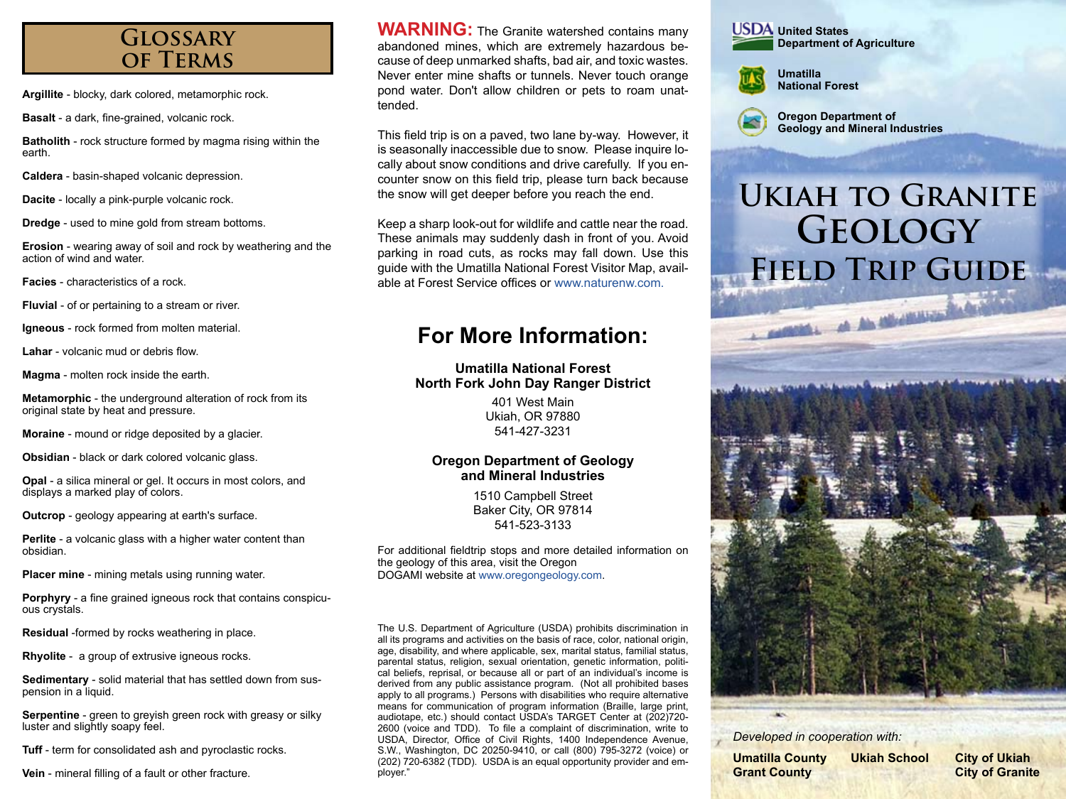# Glossary of Terms

**Argillite** - blocky, dark colored, metamorphic rock.

**Basalt** - a dark, fine-grained, volcanic rock.

**Batholith** - rock structure formed by magma rising within the earth.

**Caldera** - basin-shaped volcanic depression.

**Dacite** - locally a pink-purple volcanic rock.

**Dredge** - used to mine gold from stream bottoms.

**Erosion** - wearing away of soil and rock by weathering and the action of wind and water.

**Facies** - characteristics of a rock.

**Fluvial** - of or pertaining to a stream or river.

**Igneous** - rock formed from molten material.

**Lahar** - volcanic mud or debris flow.

**Magma** - molten rock inside the earth.

**Metamorphic** - the underground alteration of rock from its original state by heat and pressure.

**Moraine** - mound or ridge deposited by a glacier.

**Obsidian** - black or dark colored volcanic glass.

**Opal** - a silica mineral or gel. It occurs in most colors, and displays a marked play of colors.

**Outcrop** - geology appearing at earth's surface.

**Perlite** - a volcanic glass with a higher water content than obsidian.

**Placer mine** - mining metals using running water.

**Porphyry** - a fine grained igneous rock that contains conspicuous crystals.

**Residual** -formed by rocks weathering in place.

**Rhyolite** - a group of extrusive igneous rocks.

**Sedimentary** - solid material that has settled down from suspension in a liquid.

**Serpentine** - green to greyish green rock with greasy or silky luster and slightly soapy feel.

**Tuff** - term for consolidated ash and pyroclastic rocks.

**Vein** - mineral filling of a fault or other fracture.

**WARNING:** The Granite watershed contains many abandoned mines, which are extremely hazardous because of deep unmarked shafts, bad air, and toxic wastes. Never enter mine shafts or tunnels. Never touch orange pond water. Don't allow children or pets to roam unattended.

This field trip is on a paved, two lane by-way. However, it is seasonally inaccessible due to snow. Please inquire locally about snow conditions and drive carefully. If you encounter snow on this field trip, please turn back because the snow will get deeper before you reach the end.

Keep a sharp look-out for wildlife and cattle near the road. These animals may suddenly dash in front of you. Avoid parking in road cuts, as rocks may fall down. Use this guide with the Umatilla National Forest Visitor Map, available at Forest Service offices or www.naturenw.com.

## For More Information:

**Umatilla National Forest**
**North Fork John Day Ranger District**

401 West Main
Ukiah, OR 97880
541-427-3231

**Oregon Department of Geology and Mineral Industries**

1510 Campbell Street
Baker City, OR 97814
541-523-3133

For additional fieldtrip stops and more detailed information on the geology of this area, visit the Oregon DOGAMI website at www.oregongeology.com.

The U.S. Department of Agriculture (USDA) prohibits discrimination in all its programs and activities on the basis of race, color, national origin, age, disability, and where applicable, sex, marital status, familial status, parental status, religion, sexual orientation, genetic information, political beliefs, reprisal, or because all or part of an individual's income is derived from any public assistance program. (Not all prohibited bases apply to all programs.) Persons with disabilities who require alternative means for communication of program information (Braille, large print, audiotape, etc.) should contact USDA's TARGET Center at (202)720-2600 (voice and TDD). To file a complaint of discrimination, write to USDA, Director, Office of Civil Rights, 1400 Independence Avenue, S.W., Washington, DC 20250-9410, or call (800) 795-3272 (voice) or (202) 720-6382 (TDD). USDA is an equal opportunity provider and employer."

**United States Department of Agriculture**

**Umatilla National Forest**

**Oregon Department of Geology and Mineral Industries**

# Ukiah to Granite Geology Field Trip Guide

*Developed in cooperation with:*

**Umatilla County**
**Grant County**
**Ukiah School**
**City of Ukiah**
**City of Granite**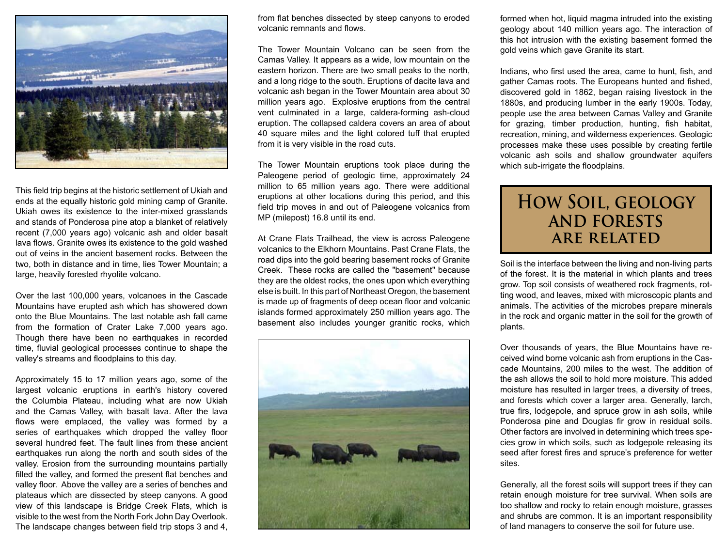This field trip begins at the historic settlement of Ukiah and ends at the equally historic gold mining camp of Granite. Ukiah owes its existence to the inter-mixed grasslands and stands of Ponderosa pine atop a blanket of relatively recent (7,000 years ago) volcanic ash and older basalt lava flows. Granite owes its existence to the gold washed out of veins in the ancient basement rocks. Between the two, both in distance and in time, lies Tower Mountain; a large, heavily forested rhyolite volcano.

Over the last 100,000 years, volcanoes in the Cascade Mountains have erupted ash which has showered down onto the Blue Mountains. The last notable ash fall came from the formation of Crater Lake 7,000 years ago. Though there have been no earthquakes in recorded time, fluvial geological processes continue to shape the valley's streams and floodplains to this day.

Approximately 15 to 17 million years ago, some of the largest volcanic eruptions in earth's history covered the Columbia Plateau, including what are now Ukiah and the Camas Valley, with basalt lava. After the lava flows were emplaced, the valley was formed by a series of earthquakes which dropped the valley floor several hundred feet. The fault lines from these ancient earthquakes run along the north and south sides of the valley. Erosion from the surrounding mountains partially filled the valley, and formed the present flat benches and valley floor. Above the valley are a series of benches and plateaus which are dissected by steep canyons. A good view of this landscape is Bridge Creek Flats, which is visible to the west from the North Fork John Day Overlook. The landscape changes between field trip stops 3 and 4, from flat benches dissected by steep canyons to eroded volcanic remnants and flows.

The Tower Mountain Volcano can be seen from the Camas Valley. It appears as a wide, low mountain on the eastern horizon. There are two small peaks to the north, and a long ridge to the south. Eruptions of dacite lava and volcanic ash began in the Tower Mountain area about 30 million years ago. Explosive eruptions from the central vent culminated in a large, caldera-forming ash-cloud eruption. The collapsed caldera covers an area of about 40 square miles and the light colored tuff that erupted from it is very visible in the road cuts.

The Tower Mountain eruptions took place during the Paleogene period of geologic time, approximately 24 million to 65 million years ago. There were additional eruptions at other locations during this period, and this field trip moves in and out of Paleogene volcanics from MP (milepost) 16.8 until its end.

At Crane Flats Trailhead, the view is across Paleogene volcanics to the Elkhorn Mountains. Past Crane Flats, the road dips into the gold bearing basement rocks of Granite Creek. These rocks are called the "basement" because they are the oldest rocks, the ones upon which everything else is built. In this part of Northeast Oregon, the basement is made up of fragments of deep ocean floor and volcanic islands formed approximately 250 million years ago. The basement also includes younger granitic rocks, which formed when hot, liquid magma intruded into the existing geology about 140 million years ago. The interaction of this hot intrusion with the existing basement formed the gold veins which gave Granite its start.

Indians, who first used the area, came to hunt, fish, and gather Camas roots. The Europeans hunted and fished, discovered gold in 1862, began raising livestock in the 1880s, and producing lumber in the early 1900s. Today, people use the area between Camas Valley and Granite for grazing, timber production, hunting, fish habitat, recreation, mining, and wilderness experiences. Geologic processes make these uses possible by creating fertile volcanic ash soils and shallow groundwater aquifers which sub-irrigate the floodplains.

## How Soil, geology and forests are related

Soil is the interface between the living and non-living parts of the forest. It is the material in which plants and trees grow. Top soil consists of weathered rock fragments, rotting wood, and leaves, mixed with microscopic plants and animals. The activities of the microbes prepare minerals in the rock and organic matter in the soil for the growth of plants.

Over thousands of years, the Blue Mountains have received wind borne volcanic ash from eruptions in the Cascade Mountains, 200 miles to the west. The addition of the ash allows the soil to hold more moisture. This added moisture has resulted in larger trees, a diversity of trees, and forests which cover a larger area. Generally, larch, true firs, lodgepole, and spruce grow in ash soils, while Ponderosa pine and Douglas fir grow in residual soils. Other factors are involved in determining which trees species grow in which soils, such as lodgepole releasing its seed after forest fires and spruce's preference for wetter sites.

Generally, all the forest soils will support trees if they can retain enough moisture for tree survival. When soils are too shallow and rocky to retain enough moisture, grasses and shrubs are common. It is an important responsibility of land managers to conserve the soil for future use.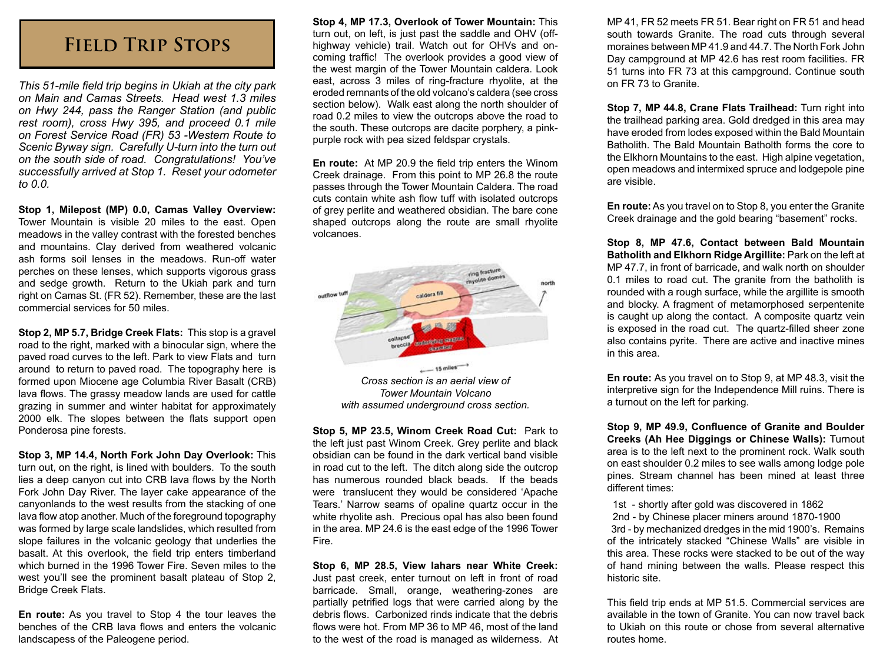# Field Trip Stops

*This 51-mile field trip begins in Ukiah at the city park on Main and Camas Streets. Head west 1.3 miles on Hwy 244, pass the Ranger Station (and public rest room), cross Hwy 395, and proceed 0.1 mile on Forest Service Road (FR) 53 -Western Route to Scenic Byway sign. Carefully U-turn into the turn out on the south side of road. Congratulations! You've successfully arrived at Stop 1. Reset your odometer to 0.0.*

**Stop 1, Milepost (MP) 0.0, Camas Valley Overview:** Tower Mountain is visible 20 miles to the east. Open meadows in the valley contrast with the forested benches and mountains. Clay derived from weathered volcanic ash forms soil lenses in the meadows. Run-off water perches on these lenses, which supports vigorous grass and sedge growth. Return to the Ukiah park and turn right on Camas St. (FR 52). Remember, these are the last commercial services for 50 miles.

**Stop 2, MP 5.7, Bridge Creek Flats:** This stop is a gravel road to the right, marked with a binocular sign, where the paved road curves to the left. Park to view Flats and turn around to return to paved road. The topography here is formed upon Miocene age Columbia River Basalt (CRB) lava flows. The grassy meadow lands are used for cattle grazing in summer and winter habitat for approximately 2000 elk. The slopes between the flats support open Ponderosa pine forests.

**Stop 3, MP 14.4, North Fork John Day Overlook:** This turn out, on the right, is lined with boulders. To the south lies a deep canyon cut into CRB lava flows by the North Fork John Day River. The layer cake appearance of the canyonlands to the west results from the stacking of one lava flow atop another. Much of the foreground topography was formed by large scale landslides, which resulted from slope failures in the volcanic geology that underlies the basalt. At this overlook, the field trip enters timberland which burned in the 1996 Tower Fire. Seven miles to the west you'll see the prominent basalt plateau of Stop 2, Bridge Creek Flats.

**En route:** As you travel to Stop 4 the tour leaves the benches of the CRB lava flows and enters the volcanic landscapess of the Paleogene period.

**Stop 4, MP 17.3, Overlook of Tower Mountain:** This turn out, on left, is just past the saddle and OHV (off-highway vehicle) trail. Watch out for OHVs and on-coming traffic! The overlook provides a good view of the west margin of the Tower Mountain caldera. Look east, across 3 miles of ring-fracture rhyolite, at the eroded remnants of the old volcano's caldera (see cross section below). Walk east along the north shoulder of road 0.2 miles to view the outcrops above the road to the south. These outcrops are dacite porphery, a pink-purple rock with pea sized feldspar crystals.

**En route:** At MP 20.9 the field trip enters the Winom Creek drainage. From this point to MP 26.8 the route passes through the Tower Mountain Caldera. The road cuts contain white ash flow tuff with isolated outcrops of grey perlite and weathered obsidian. The bare cone shaped outcrops along the route are small rhyolite volcanoes.

ring fracture rhyolite domes
outflow tuff
caldera fill
north
collapse breccia
underlying magma chamber
15 miles

*Cross section is an aerial view of Tower Mountain Volcano with assumed underground cross section.*

**Stop 5, MP 23.5, Winom Creek Road Cut:** Park to the left just past Winom Creek. Grey perlite and black obsidian can be found in the dark vertical band visible in road cut to the left. The ditch along side the outcrop has numerous rounded black beads. If the beads were translucent they would be considered 'Apache Tears.' Narrow seams of opaline quartz occur in the white rhyolite ash. Precious opal has also been found in the area. MP 24.6 is the east edge of the 1996 Tower Fire.

**Stop 6, MP 28.5, View lahars near White Creek:** Just past creek, enter turnout on left in front of road barricade. Small, orange, weathering-zones are partially petrified logs that were carried along by the debris flows. Carbonized rinds indicate that the debris flows were hot. From MP 36 to MP 46, most of the land to the west of the road is managed as wilderness. At MP 41, FR 52 meets FR 51. Bear right on FR 51 and head south towards Granite. The road cuts through several moraines between MP 41.9 and 44.7. The North Fork John Day campground at MP 42.6 has rest room facilities. FR 51 turns into FR 73 at this campground. Continue south on FR 73 to Granite.

**Stop 7, MP 44.8, Crane Flats Trailhead:** Turn right into the trailhead parking area. Gold dredged in this area may have eroded from lodes exposed within the Bald Mountain Batholith. The Bald Mountain Batholth forms the core to the Elkhorn Mountains to the east. High alpine vegetation, open meadows and intermixed spruce and lodgepole pine are visible.

**En route:** As you travel on to Stop 8, you enter the Granite Creek drainage and the gold bearing "basement" rocks.

**Stop 8, MP 47.6, Contact between Bald Mountain Batholith and Elkhorn Ridge Argillite:** Park on the left at MP 47.7, in front of barricade, and walk north on shoulder 0.1 miles to road cut. The granite from the batholith is rounded with a rough surface, while the argillite is smooth and blocky. A fragment of metamorphosed serpentenite is caught up along the contact. A composite quartz vein is exposed in the road cut. The quartz-filled sheer zone also contains pyrite. There are active and inactive mines in this area.

**En route:** As you travel on to Stop 9, at MP 48.3, visit the interpretive sign for the Independence Mill ruins. There is a turnout on the left for parking.

**Stop 9, MP 49.9, Confluence of Granite and Boulder Creeks (Ah Hee Diggings or Chinese Walls):** Turnout area is to the left next to the prominent rock. Walk south on east shoulder 0.2 miles to see walls among lodge pole pines. Stream channel has been mined at least three different times:

1st - shortly after gold was discovered in 1862
2nd - by Chinese placer miners around 1870-1900
3rd - by mechanized dredges in the mid 1900's. Remains of the intricately stacked "Chinese Walls" are visible in this area. These rocks were stacked to be out of the way of hand mining between the walls. Please respect this historic site.

This field trip ends at MP 51.5. Commercial services are available in the town of Granite. You can now travel back to Ukiah on this route or chose from several alternative routes home.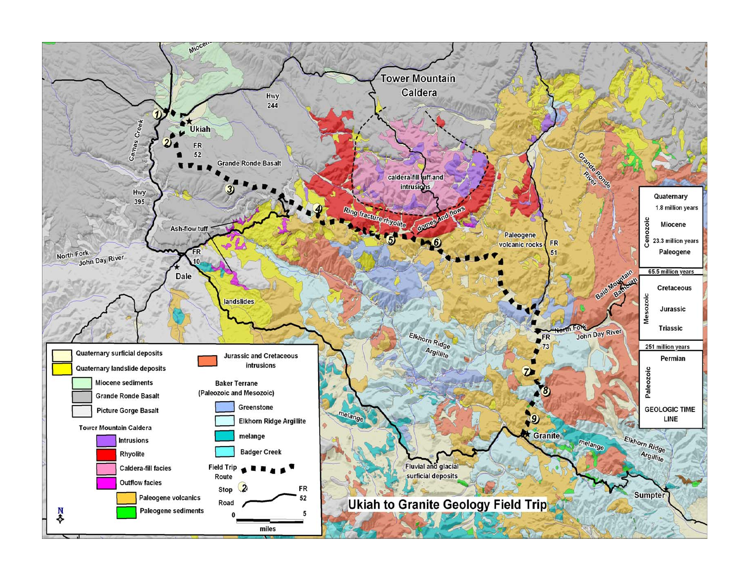# Ukiah to Granite Geology Field Trip

Tower Mountain Caldera

Hwy 244

Ukiah

Camas Creek

FR 52

Grande Ronde Basalt

Hwy 395

caldera-fill tuff and intrusions

Ring fracture rhyolite

domes and flows

Ash-flow tuff

North Fork John Day River

Dale

FR 10

landslides

Paleogene volcanic rocks

FR 51

Grande Ronde River

Bald Mountain Batholith

North Fork John Day River

FR 73

Elkhorn Ridge Argillite

melange

Granite

Fluvial and glacial surficial deposits

Sumpter

Quaternary surficial deposits

Quaternary landslide deposits

Miocene sediments

Grande Ronde Basalt

Picture Gorge Basalt

Tower Mountain Caldera

Intrusions

Rhyolite

Caldera-fill facies

Outflow facies

Paleogene volcanics

Paleogene sediments

Jurassic and Cretaceous intrusions

Baker Terrane (Paleozoic and Mesozoic)

Greenstone

Elkhorn Ridge Argillite

melange

Badger Creek

Field Trip Route

Stop

Road

FR 52

0 5 miles

N

Cenozoic

Quaternary

1.8 million years

Miocene

23.3 million years

Paleogene

65.5 million years

Mesozoic

Cretaceous

Jurassic

Triassic

251 million years

Paleozoic

Permian

GEOLOGIC TIME LINE